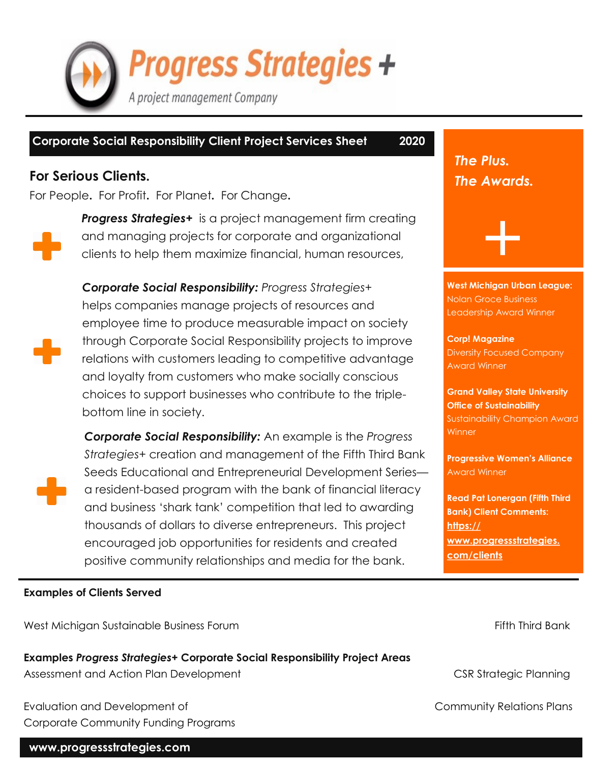# Progress Strategies +

A project management Company

**Corporate Social Responsibility Client Project Services Sheet 2020**

## For Serious Clients.

For People. For Profit. For Planet. For Change.

***Progress Strategies+*** is a project management firm creating and managing projects for corporate and organizational clients to help them maximize financial, human resources,

***Corporate Social Responsibility:*** *Progress Strategies+* helps companies manage projects of resources and employee time to produce measurable impact on society through Corporate Social Responsibility projects to improve relations with customers leading to competitive advantage and loyalty from customers who make socially conscious choices to support businesses who contribute to the triple-bottom line in society.

***Corporate Social Responsibility:*** An example is the *Progress Strategies+* creation and management of the Fifth Third Bank Seeds Educational and Entrepreneurial Development Series—a resident-based program with the bank of financial literacy and business 'shark tank' competition that led to awarding thousands of dollars to diverse entrepreneurs. This project encouraged job opportunities for residents and created positive community relationships and media for the bank.

***The Plus.***
***The Awards.***

**West Michigan Urban League:** Nolan Groce Business Leadership Award Winner

**Corp! Magazine** Diversity Focused Company Award Winner

**Grand Valley State University Office of Sustainability** Sustainability Champion Award Winner

**Progressive Women's Alliance** Award Winner

**Read Pat Lonergan (Fifth Third Bank) Client Comments: https://www.progressstrategies.com/clients**

**Examples of Clients Served**

West Michigan Sustainable Business Forum

Fifth Third Bank

**Examples *Progress Strategies+* Corporate Social Responsibility Project Areas**

Assessment and Action Plan Development

CSR Strategic Planning

Evaluation and Development of Corporate Community Funding Programs

Community Relations Plans

**www.progressstrategies.com**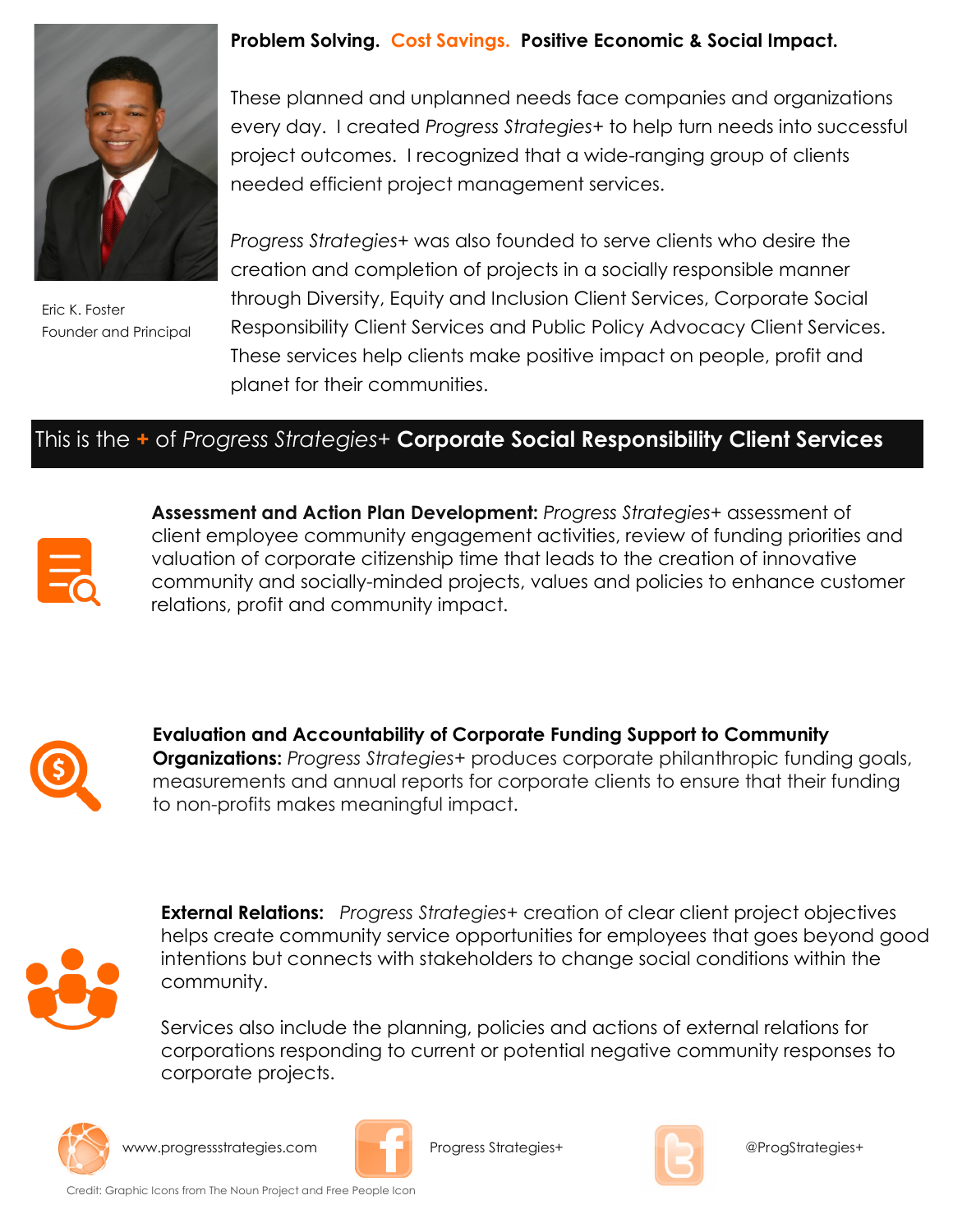Eric K. Foster
Founder and Principal

**Problem Solving. Cost Savings. Positive Economic & Social Impact.**

These planned and unplanned needs face companies and organizations every day. I created *Progress Strategies+* to help turn needs into successful project outcomes. I recognized that a wide-ranging group of clients needed efficient project management services.

*Progress Strategies+* was also founded to serve clients who desire the creation and completion of projects in a socially responsible manner through Diversity, Equity and Inclusion Client Services, Corporate Social Responsibility Client Services and Public Policy Advocacy Client Services. These services help clients make positive impact on people, profit and planet for their communities.

## This is the + of *Progress Strategies+* **Corporate Social Responsibility Client Services**

**Assessment and Action Plan Development:** *Progress Strategies+* assessment of client employee community engagement activities, review of funding priorities and valuation of corporate citizenship time that leads to the creation of innovative community and socially-minded projects, values and policies to enhance customer relations, profit and community impact.

**Evaluation and Accountability of Corporate Funding Support to Community Organizations:** *Progress Strategies+* produces corporate philanthropic funding goals, measurements and annual reports for corporate clients to ensure that their funding to non-profits makes meaningful impact.

**External Relations:** *Progress Strategies+* creation of clear client project objectives helps create community service opportunities for employees that goes beyond good intentions but connects with stakeholders to change social conditions within the community.

Services also include the planning, policies and actions of external relations for corporations responding to current or potential negative community responses to corporate projects.

www.progressstrategies.com    Progress Strategies+    @ProgStrategies+

Credit: Graphic Icons from The Noun Project and Free People Icon